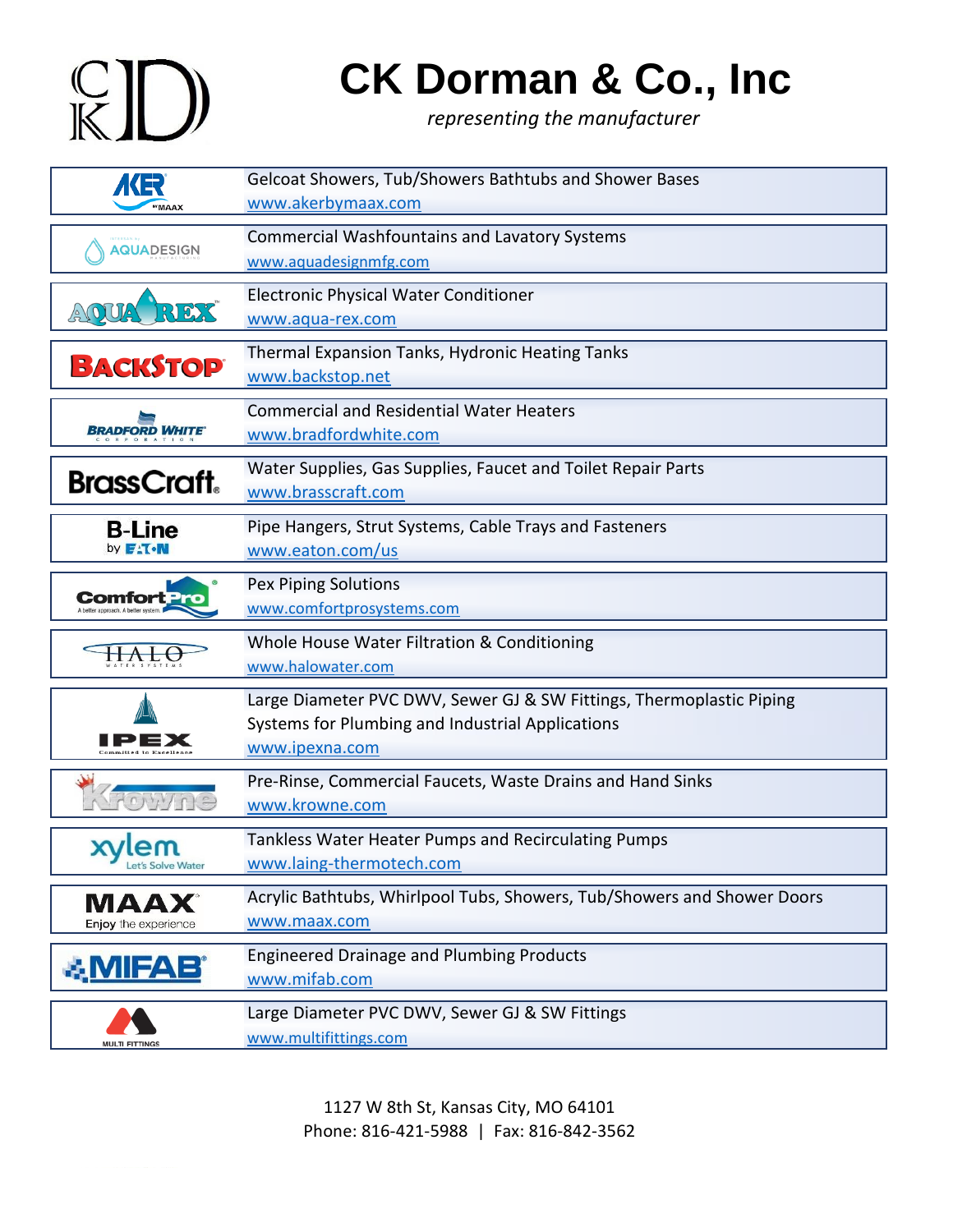# CK Dorman & Co., Inc

*representing the manufacturer*

| Manufacturer | Products |
| --- | --- |
| AKER by MAAX | Gelcoat Showers, Tub/Showers Bathtubs and Shower Bases<br>www.akerbymaax.com |
| AQUADESIGN | Commercial Washfountains and Lavatory Systems<br>www.aquadesignmfg.com |
| AQUA REX | Electronic Physical Water Conditioner<br>www.aqua-rex.com |
| BACKSTOP | Thermal Expansion Tanks, Hydronic Heating Tanks<br>www.backstop.net |
| BRADFORD WHITE CORPORATION | Commercial and Residential Water Heaters<br>www.bradfordwhite.com |
| BrassCraft | Water Supplies, Gas Supplies, Faucet and Toilet Repair Parts<br>www.brasscraft.com |
| B-Line by EATON | Pipe Hangers, Strut Systems, Cable Trays and Fasteners<br>www.eaton.com/us |
| ComfortPro | Pex Piping Solutions<br>www.comfortprosystems.com |
| HALO WATER SYSTEMS | Whole House Water Filtration & Conditioning<br>www.halowater.com |
| IPEX Committed to Excellence | Large Diameter PVC DWV, Sewer GJ & SW Fittings, Thermoplastic Piping Systems for Plumbing and Industrial Applications<br>www.ipexna.com |
| Krowne | Pre-Rinse, Commercial Faucets, Waste Drains and Hand Sinks<br>www.krowne.com |
| xylem Let's Solve Water | Tankless Water Heater Pumps and Recirculating Pumps<br>www.laing-thermotech.com |
| MAAX Enjoy the experience | Acrylic Bathtubs, Whirlpool Tubs, Showers, Tub/Showers and Shower Doors<br>www.maax.com |
| MIFAB | Engineered Drainage and Plumbing Products<br>www.mifab.com |
| MULTI FITTINGS | Large Diameter PVC DWV, Sewer GJ & SW Fittings<br>www.multifittings.com |

1127 W 8th St, Kansas City, MO 64101
Phone: 816-421-5988 | Fax: 816-842-3562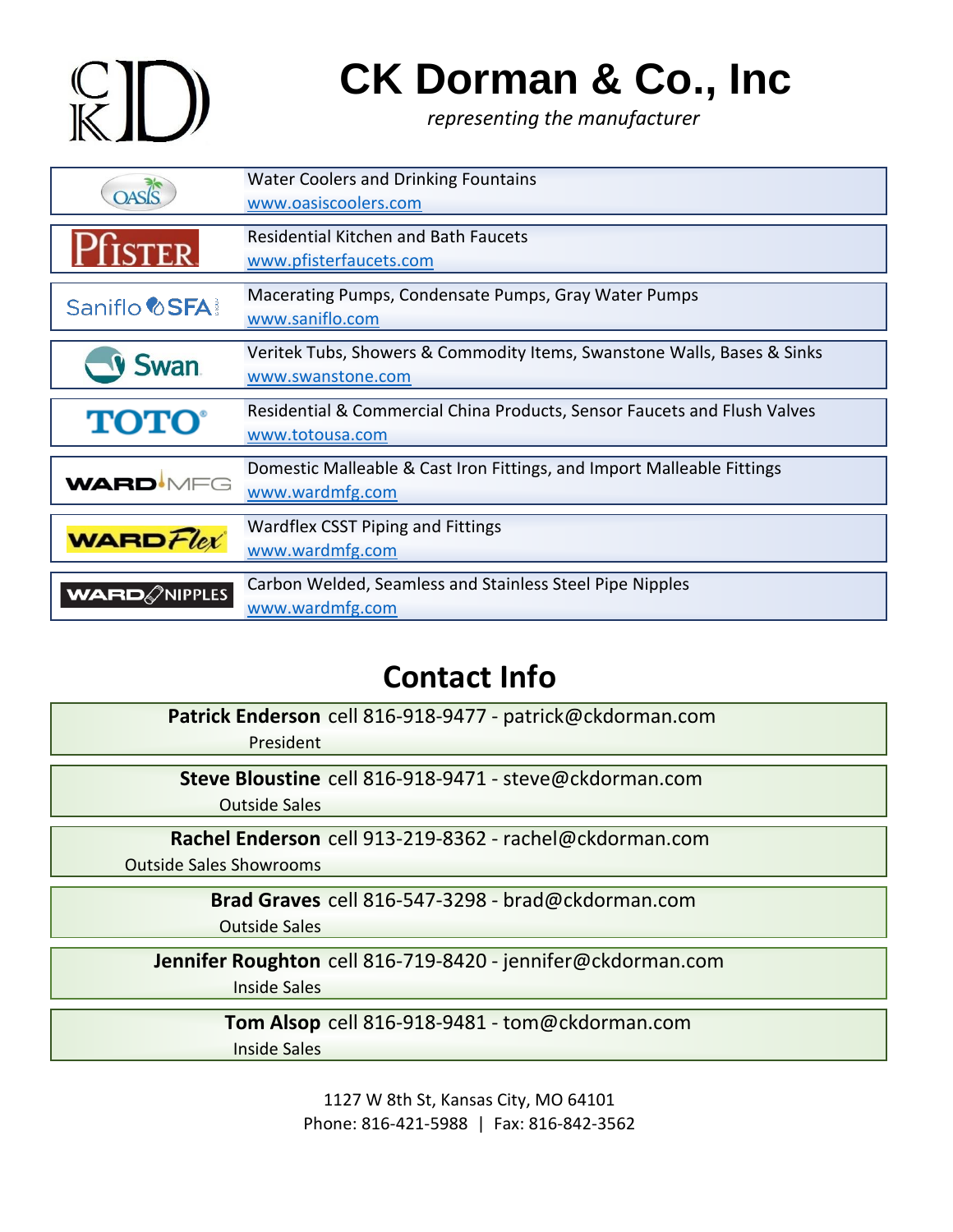# CK Dorman & Co., Inc

*representing the manufacturer*

| | |
|---|---|
| OASIS | Water Coolers and Drinking Fountains<br>www.oasiscoolers.com |
| Pfister | Residential Kitchen and Bath Faucets<br>www.pfisterfaucets.com |
| Saniflo SFA | Macerating Pumps, Condensate Pumps, Gray Water Pumps<br>www.saniflo.com |
| Swan | Veritek Tubs, Showers & Commodity Items, Swanstone Walls, Bases & Sinks<br>www.swanstone.com |
| TOTO | Residential & Commercial China Products, Sensor Faucets and Flush Valves<br>www.totousa.com |
| WARD MFG | Domestic Malleable & Cast Iron Fittings, and Import Malleable Fittings<br>www.wardmfg.com |
| WARD Flex | Wardflex CSST Piping and Fittings<br>www.wardmfg.com |
| WARD NIPPLES | Carbon Welded, Seamless and Stainless Steel Pipe Nipples<br>www.wardmfg.com |

## Contact Info

**Patrick Enderson** cell 816-918-9477 - patrick@ckdorman.com
President

**Steve Bloustine** cell 816-918-9471 - steve@ckdorman.com
Outside Sales

**Rachel Enderson** cell 913-219-8362 - rachel@ckdorman.com
Outside Sales Showrooms

**Brad Graves** cell 816-547-3298 - brad@ckdorman.com
Outside Sales

**Jennifer Roughton** cell 816-719-8420 - jennifer@ckdorman.com
Inside Sales

**Tom Alsop** cell 816-918-9481 - tom@ckdorman.com
Inside Sales

1127 W 8th St, Kansas City, MO 64101
Phone: 816-421-5988 | Fax: 816-842-3562